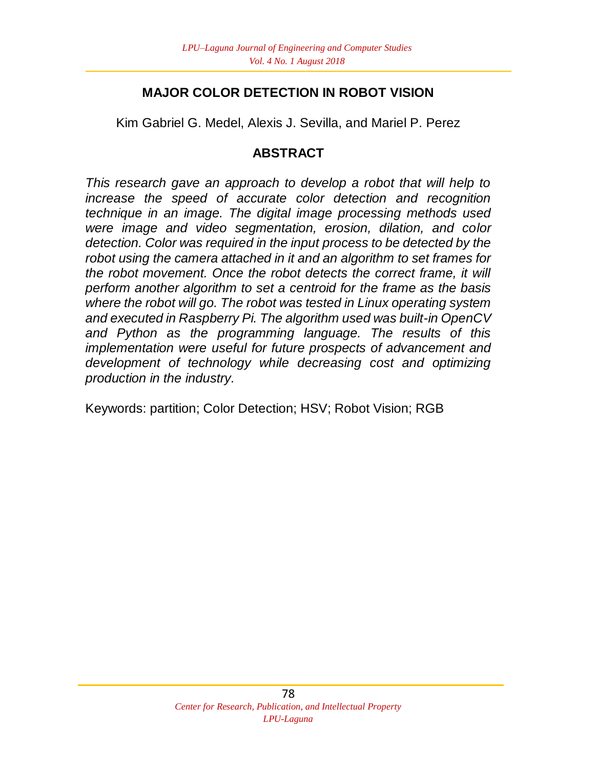# MAJOR COLOR DETECTION IN ROBOT VISION

Kim Gabriel G. Medel, Alexis J. Sevilla, and Mariel P. Perez

## ABSTRACT

*This research gave an approach to develop a robot that will help to increase the speed of accurate color detection and recognition technique in an image. The digital image processing methods used were image and video segmentation, erosion, dilation, and color detection. Color was required in the input process to be detected by the robot using the camera attached in it and an algorithm to set frames for the robot movement. Once the robot detects the correct frame, it will perform another algorithm to set a centroid for the frame as the basis where the robot will go. The robot was tested in Linux operating system and executed in Raspberry Pi. The algorithm used was built-in OpenCV and Python as the programming language. The results of this implementation were useful for future prospects of advancement and development of technology while decreasing cost and optimizing production in the industry.*

Keywords: partition; Color Detection; HSV; Robot Vision; RGB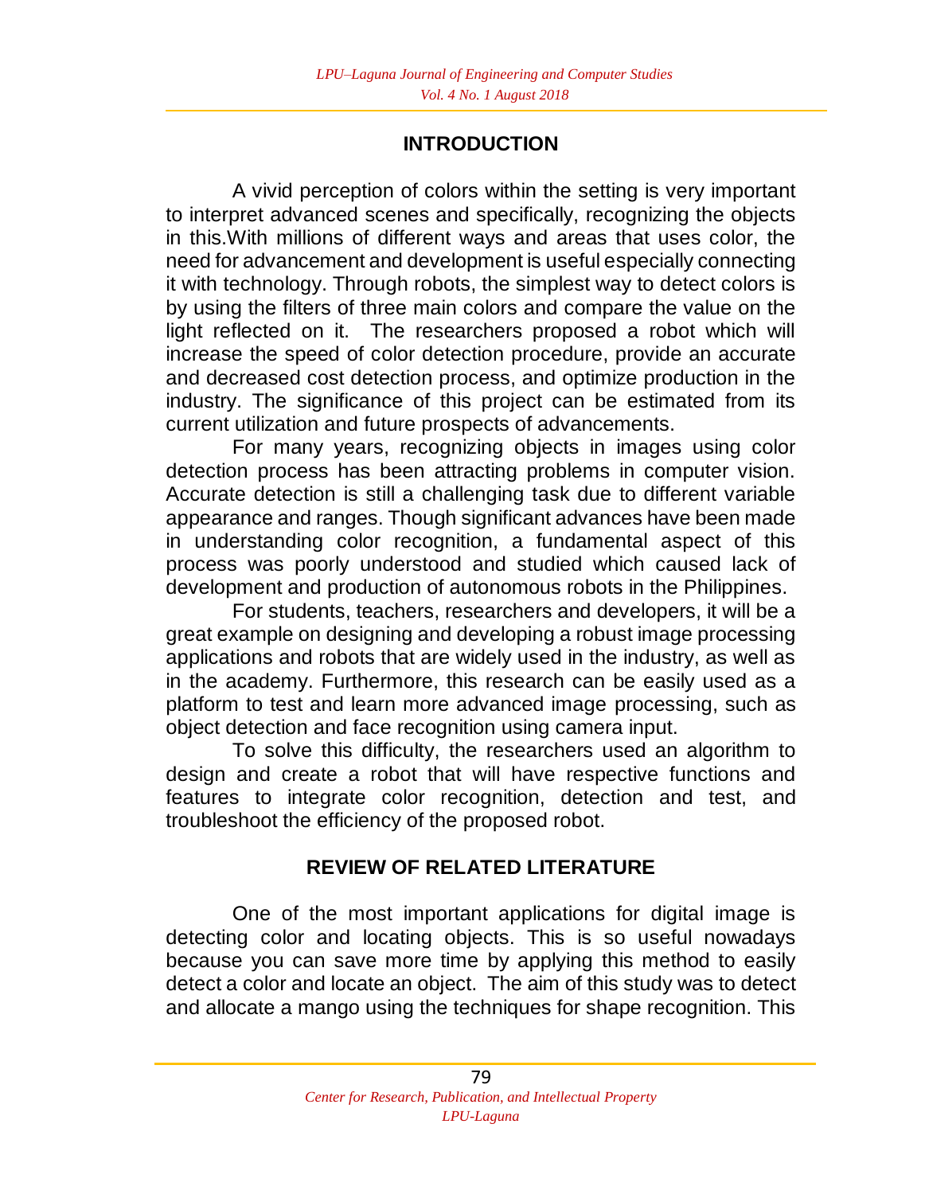## INTRODUCTION

A vivid perception of colors within the setting is very important to interpret advanced scenes and specifically, recognizing the objects in this.With millions of different ways and areas that uses color, the need for advancement and development is useful especially connecting it with technology. Through robots, the simplest way to detect colors is by using the filters of three main colors and compare the value on the light reflected on it. The researchers proposed a robot which will increase the speed of color detection procedure, provide an accurate and decreased cost detection process, and optimize production in the industry. The significance of this project can be estimated from its current utilization and future prospects of advancements.

For many years, recognizing objects in images using color detection process has been attracting problems in computer vision. Accurate detection is still a challenging task due to different variable appearance and ranges. Though significant advances have been made in understanding color recognition, a fundamental aspect of this process was poorly understood and studied which caused lack of development and production of autonomous robots in the Philippines.

For students, teachers, researchers and developers, it will be a great example on designing and developing a robust image processing applications and robots that are widely used in the industry, as well as in the academy. Furthermore, this research can be easily used as a platform to test and learn more advanced image processing, such as object detection and face recognition using camera input.

To solve this difficulty, the researchers used an algorithm to design and create a robot that will have respective functions and features to integrate color recognition, detection and test, and troubleshoot the efficiency of the proposed robot.

## REVIEW OF RELATED LITERATURE

One of the most important applications for digital image is detecting color and locating objects. This is so useful nowadays because you can save more time by applying this method to easily detect a color and locate an object. The aim of this study was to detect and allocate a mango using the techniques for shape recognition. This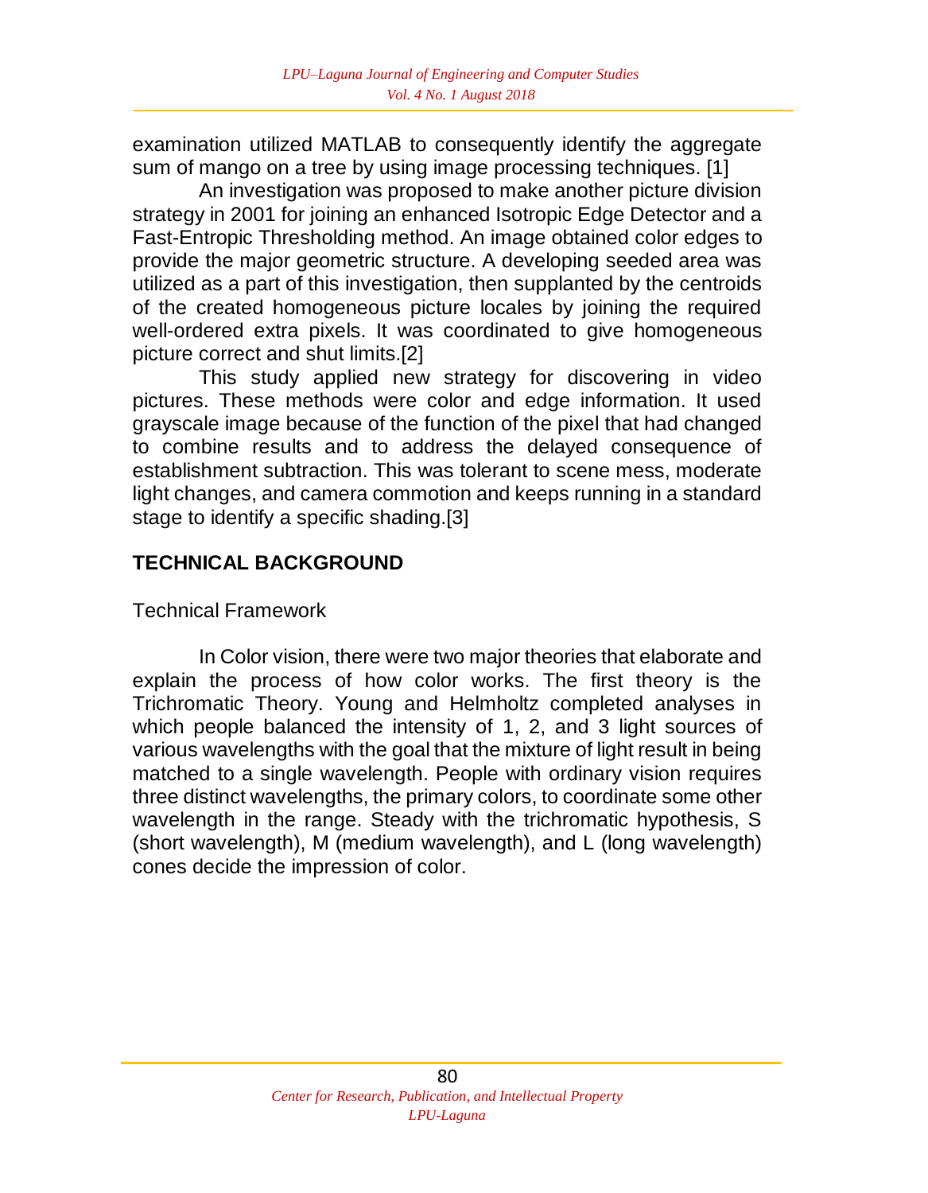examination utilized MATLAB to consequently identify the aggregate sum of mango on a tree by using image processing techniques. [1]

An investigation was proposed to make another picture division strategy in 2001 for joining an enhanced Isotropic Edge Detector and a Fast-Entropic Thresholding method. An image obtained color edges to provide the major geometric structure. A developing seeded area was utilized as a part of this investigation, then supplanted by the centroids of the created homogeneous picture locales by joining the required well-ordered extra pixels. It was coordinated to give homogeneous picture correct and shut limits.[2]

This study applied new strategy for discovering in video pictures. These methods were color and edge information. It used grayscale image because of the function of the pixel that had changed to combine results and to address the delayed consequence of establishment subtraction. This was tolerant to scene mess, moderate light changes, and camera commotion and keeps running in a standard stage to identify a specific shading.[3]

## TECHNICAL BACKGROUND

### Technical Framework

In Color vision, there were two major theories that elaborate and explain the process of how color works. The first theory is the Trichromatic Theory. Young and Helmholtz completed analyses in which people balanced the intensity of 1, 2, and 3 light sources of various wavelengths with the goal that the mixture of light result in being matched to a single wavelength. People with ordinary vision requires three distinct wavelengths, the primary colors, to coordinate some other wavelength in the range. Steady with the trichromatic hypothesis, S (short wavelength), M (medium wavelength), and L (long wavelength) cones decide the impression of color.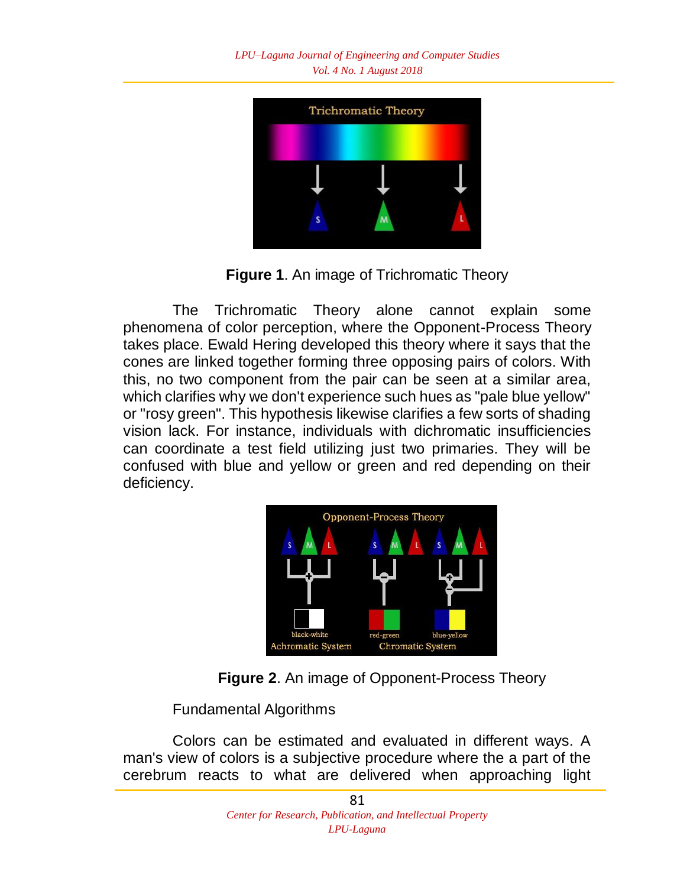**Figure 1**. An image of Trichromatic Theory

The Trichromatic Theory alone cannot explain some phenomena of color perception, where the Opponent-Process Theory takes place. Ewald Hering developed this theory where it says that the cones are linked together forming three opposing pairs of colors. With this, no two component from the pair can be seen at a similar area, which clarifies why we don't experience such hues as "pale blue yellow" or "rosy green". This hypothesis likewise clarifies a few sorts of shading vision lack. For instance, individuals with dichromatic insufficiencies can coordinate a test field utilizing just two primaries. They will be confused with blue and yellow or green and red depending on their deficiency.

**Figure 2**. An image of Opponent-Process Theory

Fundamental Algorithms

Colors can be estimated and evaluated in different ways. A man's view of colors is a subjective procedure where the a part of the cerebrum reacts to what are delivered when approaching light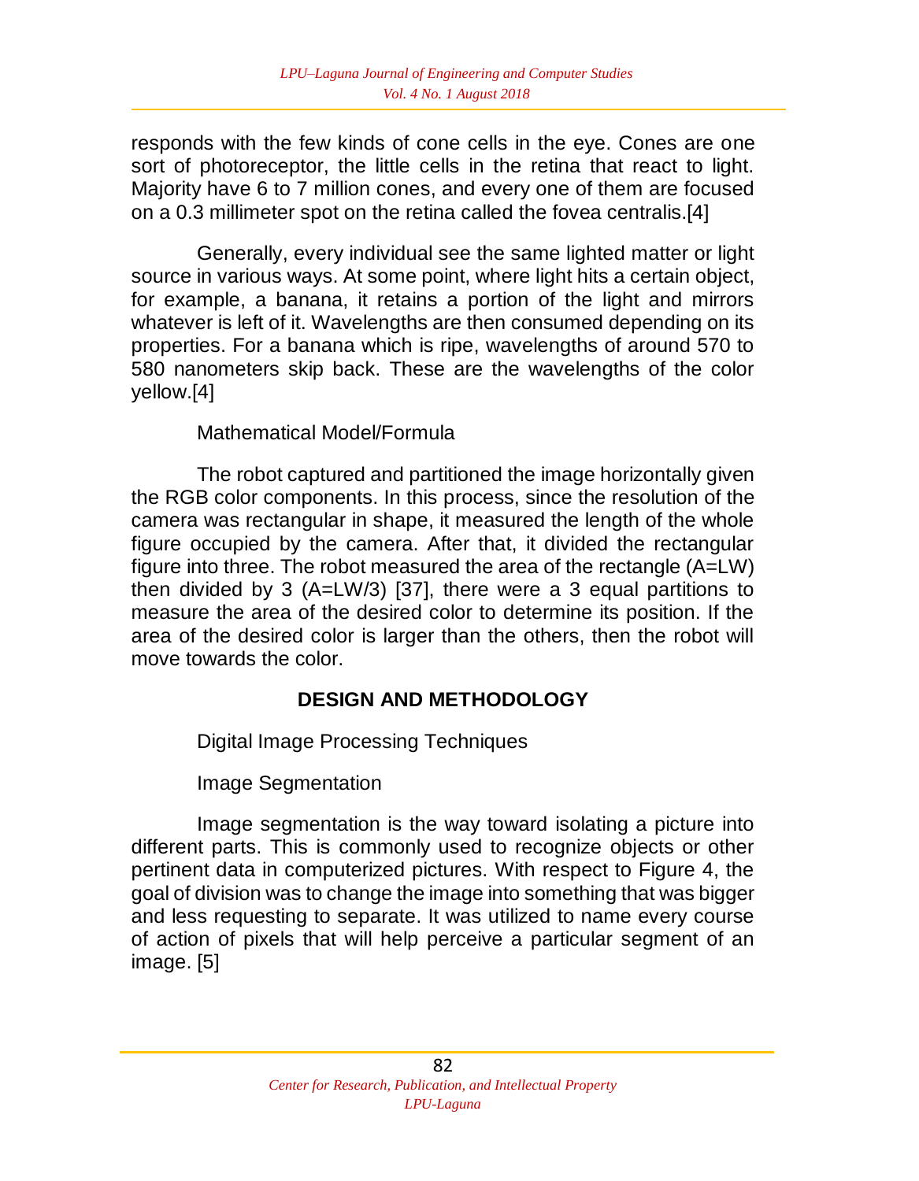responds with the few kinds of cone cells in the eye. Cones are one sort of photoreceptor, the little cells in the retina that react to light. Majority have 6 to 7 million cones, and every one of them are focused on a 0.3 millimeter spot on the retina called the fovea centralis.[4]

Generally, every individual see the same lighted matter or light source in various ways. At some point, where light hits a certain object, for example, a banana, it retains a portion of the light and mirrors whatever is left of it. Wavelengths are then consumed depending on its properties. For a banana which is ripe, wavelengths of around 570 to 580 nanometers skip back. These are the wavelengths of the color yellow.[4]

Mathematical Model/Formula

The robot captured and partitioned the image horizontally given the RGB color components. In this process, since the resolution of the camera was rectangular in shape, it measured the length of the whole figure occupied by the camera. After that, it divided the rectangular figure into three. The robot measured the area of the rectangle ($A=LW$) then divided by 3 ($A=LW/3$) [37], there were a 3 equal partitions to measure the area of the desired color to determine its position. If the area of the desired color is larger than the others, then the robot will move towards the color.

## DESIGN AND METHODOLOGY

Digital Image Processing Techniques

Image Segmentation

Image segmentation is the way toward isolating a picture into different parts. This is commonly used to recognize objects or other pertinent data in computerized pictures. With respect to Figure 4, the goal of division was to change the image into something that was bigger and less requesting to separate. It was utilized to name every course of action of pixels that will help perceive a particular segment of an image. [5]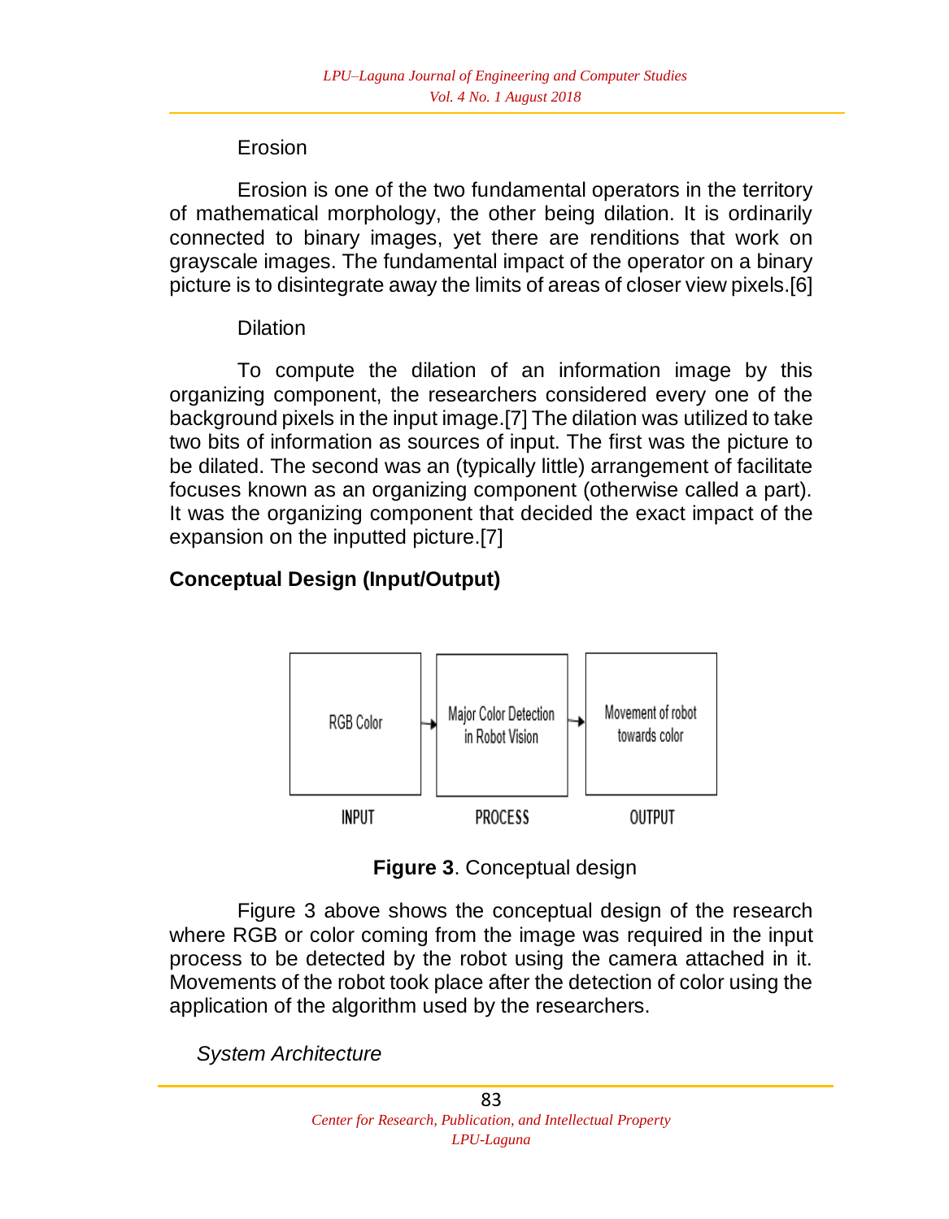Erosion

Erosion is one of the two fundamental operators in the territory of mathematical morphology, the other being dilation. It is ordinarily connected to binary images, yet there are renditions that work on grayscale images. The fundamental impact of the operator on a binary picture is to disintegrate away the limits of areas of closer view pixels.[6]

Dilation

To compute the dilation of an information image by this organizing component, the researchers considered every one of the background pixels in the input image.[7] The dilation was utilized to take two bits of information as sources of input. The first was the picture to be dilated. The second was an (typically little) arrangement of facilitate focuses known as an organizing component (otherwise called a part). It was the organizing component that decided the exact impact of the expansion on the inputted picture.[7]

## Conceptual Design (Input/Output)

| RGB Color | → | Major Color Detection in Robot Vision | → | Movement of robot towards color |
|---|---|---|---|---|
| INPUT | | PROCESS | | OUTPUT |

**Figure 3**. Conceptual design

Figure 3 above shows the conceptual design of the research where RGB or color coming from the image was required in the input process to be detected by the robot using the camera attached in it. Movements of the robot took place after the detection of color using the application of the algorithm used by the researchers.

*System Architecture*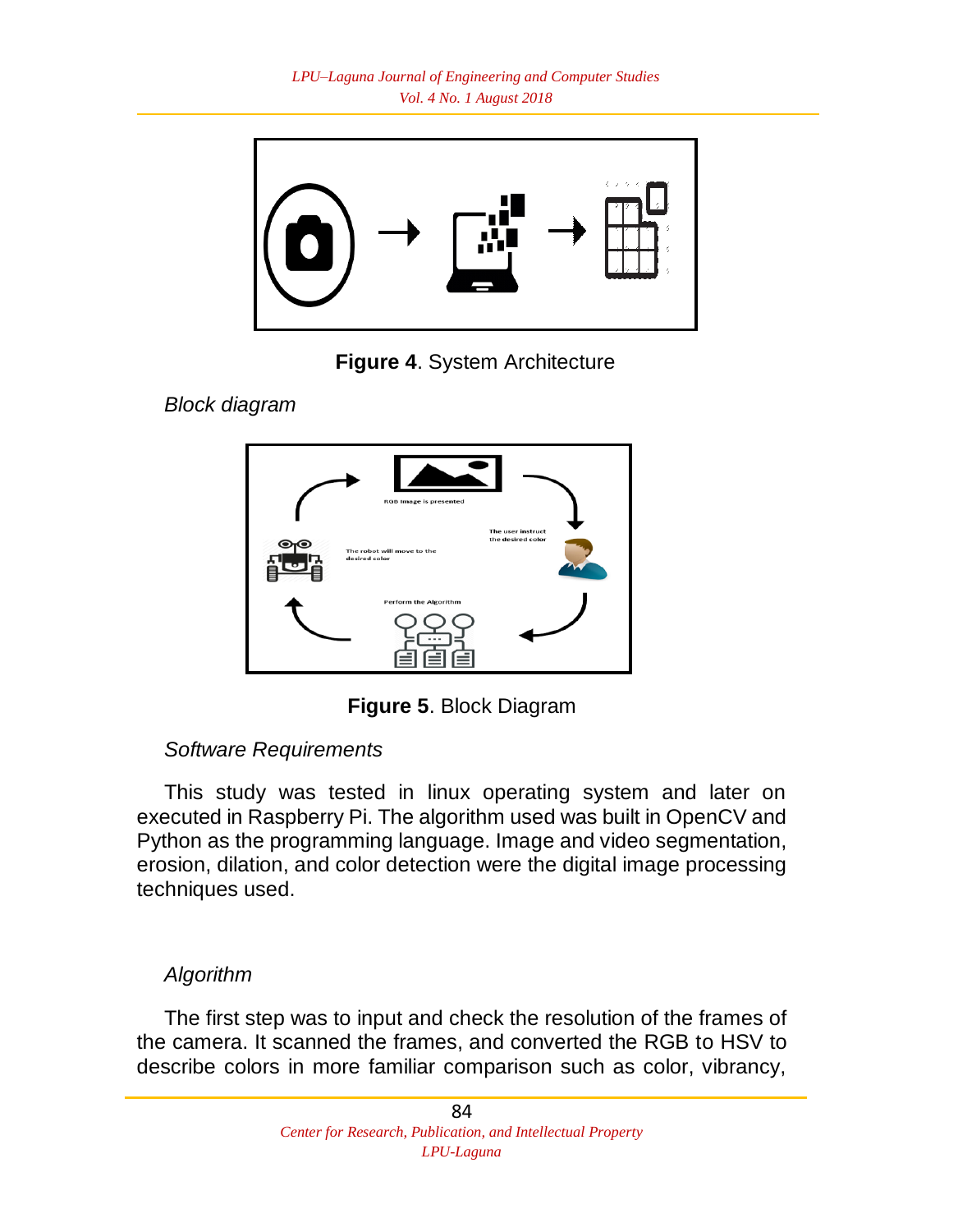**Figure 4**. System Architecture

*Block diagram*

**Figure 5**. Block Diagram

*Software Requirements*

This study was tested in linux operating system and later on executed in Raspberry Pi. The algorithm used was built in OpenCV and Python as the programming language. Image and video segmentation, erosion, dilation, and color detection were the digital image processing techniques used.

*Algorithm*

The first step was to input and check the resolution of the frames of the camera. It scanned the frames, and converted the RGB to HSV to describe colors in more familiar comparison such as color, vibrancy,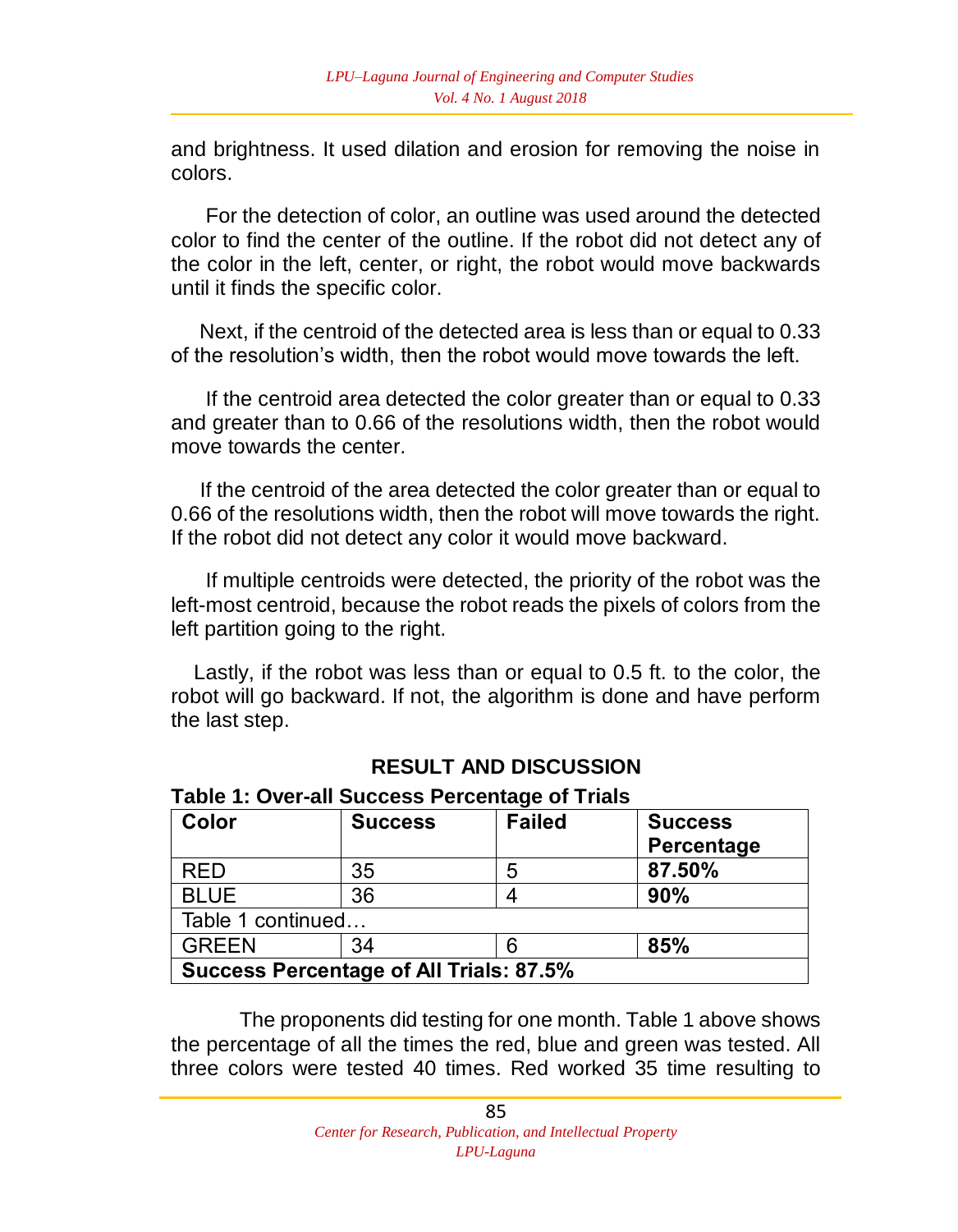and brightness. It used dilation and erosion for removing the noise in colors.

For the detection of color, an outline was used around the detected color to find the center of the outline. If the robot did not detect any of the color in the left, center, or right, the robot would move backwards until it finds the specific color.

Next, if the centroid of the detected area is less than or equal to 0.33 of the resolution's width, then the robot would move towards the left.

If the centroid area detected the color greater than or equal to 0.33 and greater than to 0.66 of the resolutions width, then the robot would move towards the center.

If the centroid of the area detected the color greater than or equal to 0.66 of the resolutions width, then the robot will move towards the right. If the robot did not detect any color it would move backward.

If multiple centroids were detected, the priority of the robot was the left-most centroid, because the robot reads the pixels of colors from the left partition going to the right.

Lastly, if the robot was less than or equal to 0.5 ft. to the color, the robot will go backward. If not, the algorithm is done and have perform the last step.

## RESULT AND DISCUSSION

**Table 1: Over-all Success Percentage of Trials**

| Color | Success | Failed | Success Percentage |
|---|---|---|---|
| RED | 35 | 5 | **87.50%** |
| BLUE | 36 | 4 | **90%** |
| Table 1 continued… | | | |
| GREEN | 34 | 6 | **85%** |
| **Success Percentage of All Trials: 87.5%** | | | |

The proponents did testing for one month. Table 1 above shows the percentage of all the times the red, blue and green was tested. All three colors were tested 40 times. Red worked 35 time resulting to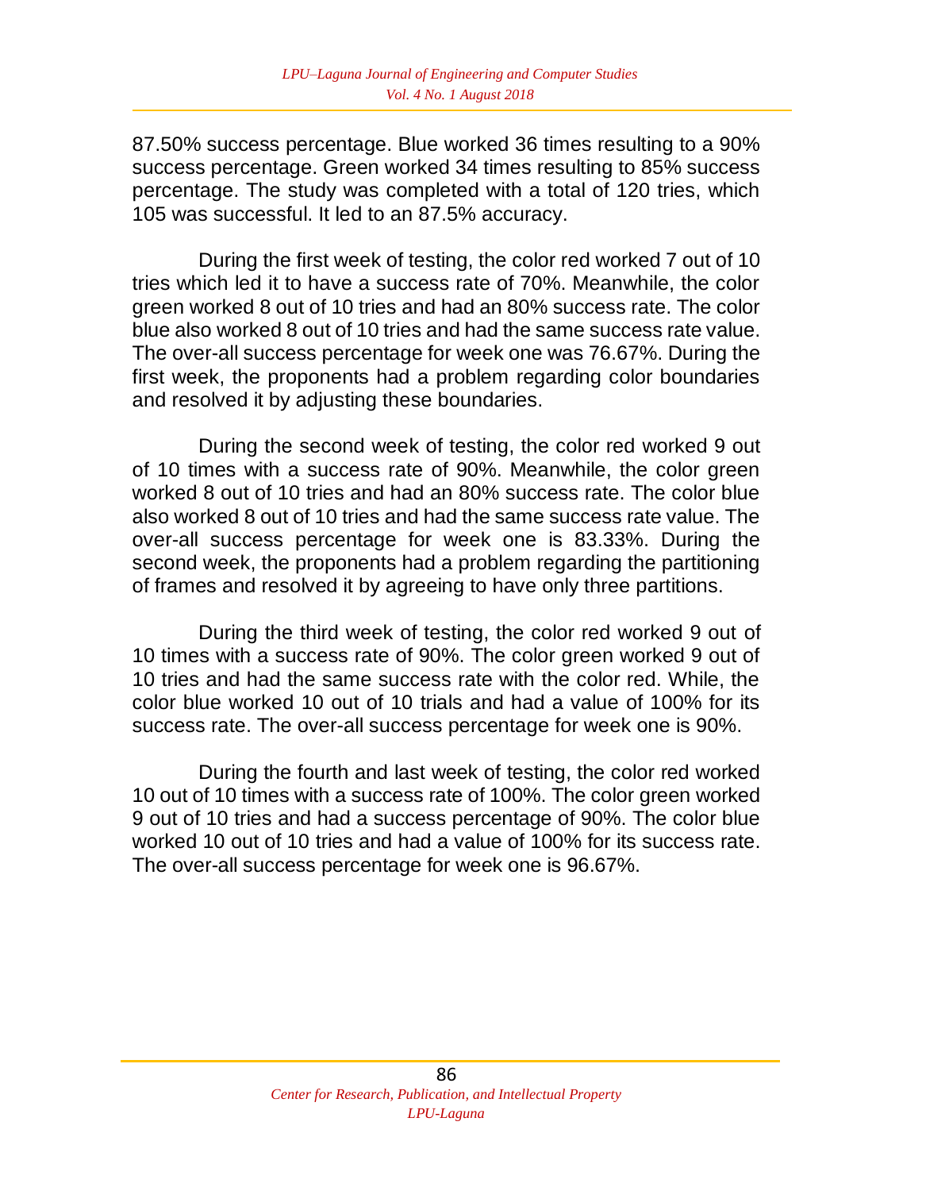87.50% success percentage. Blue worked 36 times resulting to a 90% success percentage. Green worked 34 times resulting to 85% success percentage. The study was completed with a total of 120 tries, which 105 was successful. It led to an 87.5% accuracy.

During the first week of testing, the color red worked 7 out of 10 tries which led it to have a success rate of 70%. Meanwhile, the color green worked 8 out of 10 tries and had an 80% success rate. The color blue also worked 8 out of 10 tries and had the same success rate value. The over-all success percentage for week one was 76.67%. During the first week, the proponents had a problem regarding color boundaries and resolved it by adjusting these boundaries.

During the second week of testing, the color red worked 9 out of 10 times with a success rate of 90%. Meanwhile, the color green worked 8 out of 10 tries and had an 80% success rate. The color blue also worked 8 out of 10 tries and had the same success rate value. The over-all success percentage for week one is 83.33%. During the second week, the proponents had a problem regarding the partitioning of frames and resolved it by agreeing to have only three partitions.

During the third week of testing, the color red worked 9 out of 10 times with a success rate of 90%. The color green worked 9 out of 10 tries and had the same success rate with the color red. While, the color blue worked 10 out of 10 trials and had a value of 100% for its success rate. The over-all success percentage for week one is 90%.

During the fourth and last week of testing, the color red worked 10 out of 10 times with a success rate of 100%. The color green worked 9 out of 10 tries and had a success percentage of 90%. The color blue worked 10 out of 10 tries and had a value of 100% for its success rate. The over-all success percentage for week one is 96.67%.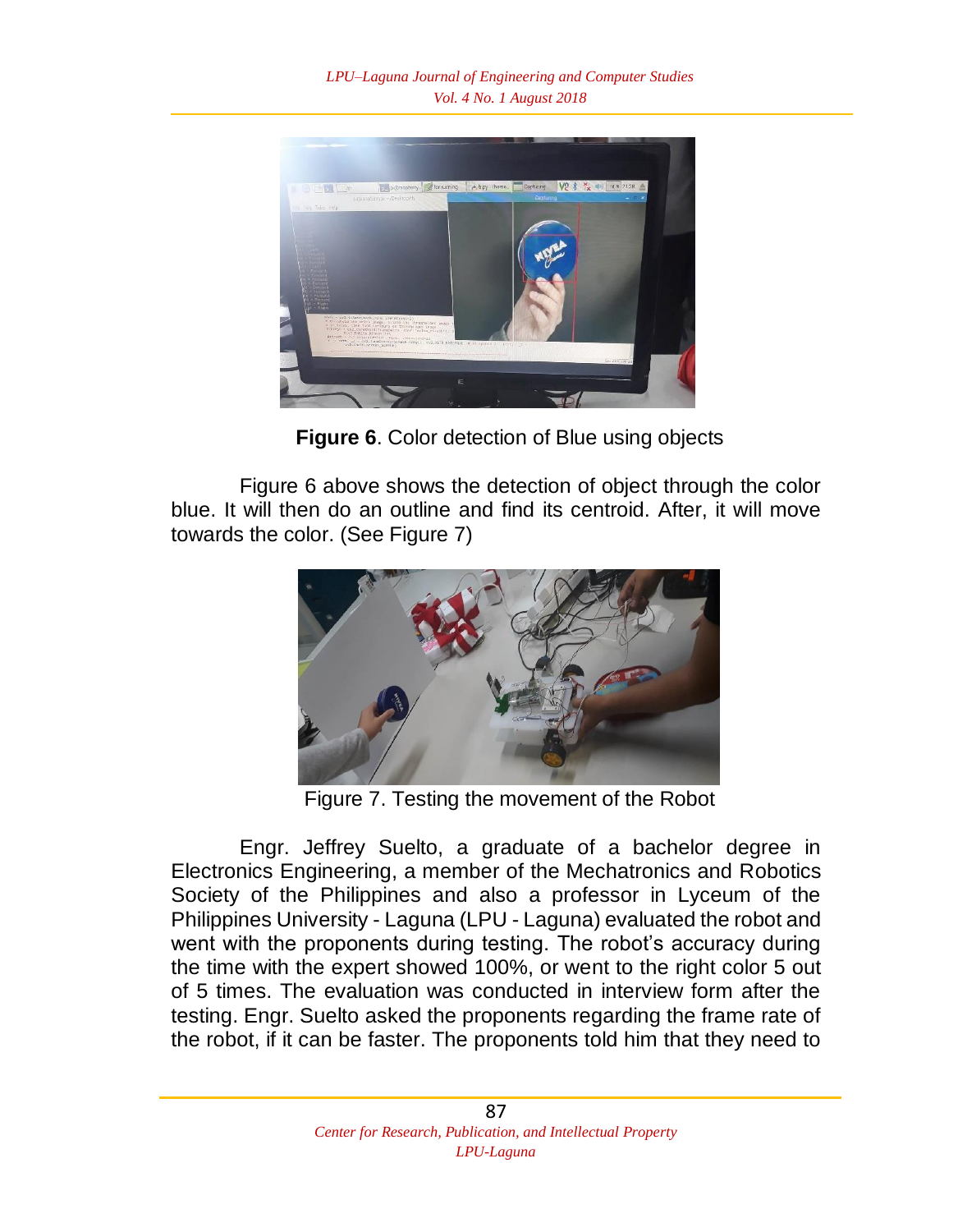**Figure 6**. Color detection of Blue using objects

Figure 6 above shows the detection of object through the color blue. It will then do an outline and find its centroid. After, it will move towards the color. (See Figure 7)

Figure 7. Testing the movement of the Robot

Engr. Jeffrey Suelto, a graduate of a bachelor degree in Electronics Engineering, a member of the Mechatronics and Robotics Society of the Philippines and also a professor in Lyceum of the Philippines University - Laguna (LPU - Laguna) evaluated the robot and went with the proponents during testing. The robot's accuracy during the time with the expert showed 100%, or went to the right color 5 out of 5 times. The evaluation was conducted in interview form after the testing. Engr. Suelto asked the proponents regarding the frame rate of the robot, if it can be faster. The proponents told him that they need to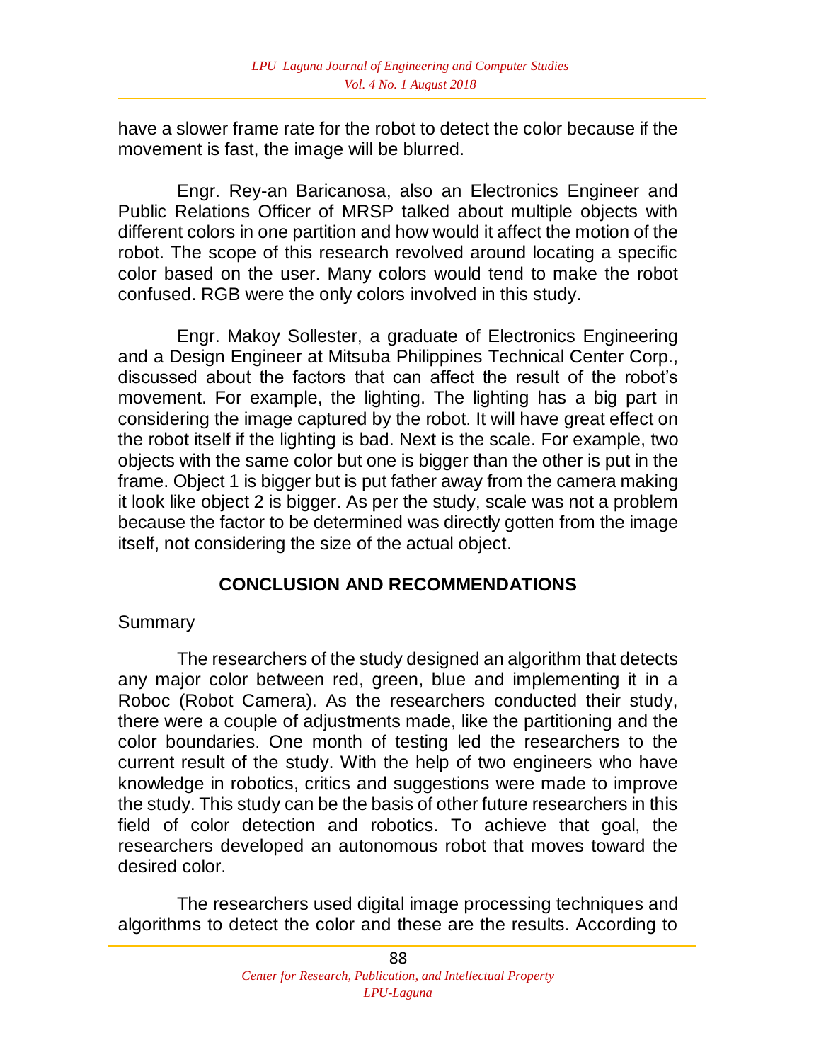have a slower frame rate for the robot to detect the color because if the movement is fast, the image will be blurred.

Engr. Rey-an Baricanosa, also an Electronics Engineer and Public Relations Officer of MRSP talked about multiple objects with different colors in one partition and how would it affect the motion of the robot. The scope of this research revolved around locating a specific color based on the user. Many colors would tend to make the robot confused. RGB were the only colors involved in this study.

Engr. Makoy Sollester, a graduate of Electronics Engineering and a Design Engineer at Mitsuba Philippines Technical Center Corp., discussed about the factors that can affect the result of the robot's movement. For example, the lighting. The lighting has a big part in considering the image captured by the robot. It will have great effect on the robot itself if the lighting is bad. Next is the scale. For example, two objects with the same color but one is bigger than the other is put in the frame. Object 1 is bigger but is put father away from the camera making it look like object 2 is bigger. As per the study, scale was not a problem because the factor to be determined was directly gotten from the image itself, not considering the size of the actual object.

## CONCLUSION AND RECOMMENDATIONS

Summary

The researchers of the study designed an algorithm that detects any major color between red, green, blue and implementing it in a Roboc (Robot Camera). As the researchers conducted their study, there were a couple of adjustments made, like the partitioning and the color boundaries. One month of testing led the researchers to the current result of the study. With the help of two engineers who have knowledge in robotics, critics and suggestions were made to improve the study. This study can be the basis of other future researchers in this field of color detection and robotics. To achieve that goal, the researchers developed an autonomous robot that moves toward the desired color.

The researchers used digital image processing techniques and algorithms to detect the color and these are the results. According to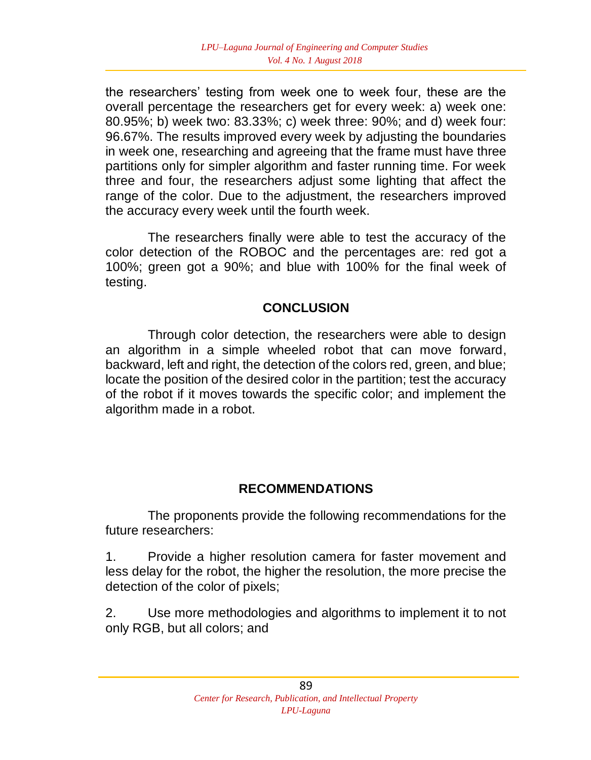the researchers' testing from week one to week four, these are the overall percentage the researchers get for every week: a) week one: 80.95%; b) week two: 83.33%; c) week three: 90%; and d) week four: 96.67%. The results improved every week by adjusting the boundaries in week one, researching and agreeing that the frame must have three partitions only for simpler algorithm and faster running time. For week three and four, the researchers adjust some lighting that affect the range of the color. Due to the adjustment, the researchers improved the accuracy every week until the fourth week.

The researchers finally were able to test the accuracy of the color detection of the ROBOC and the percentages are: red got a 100%; green got a 90%; and blue with 100% for the final week of testing.

## CONCLUSION

Through color detection, the researchers were able to design an algorithm in a simple wheeled robot that can move forward, backward, left and right, the detection of the colors red, green, and blue; locate the position of the desired color in the partition; test the accuracy of the robot if it moves towards the specific color; and implement the algorithm made in a robot.

## RECOMMENDATIONS

The proponents provide the following recommendations for the future researchers:

1. Provide a higher resolution camera for faster movement and less delay for the robot, the higher the resolution, the more precise the detection of the color of pixels;

2. Use more methodologies and algorithms to implement it to not only RGB, but all colors; and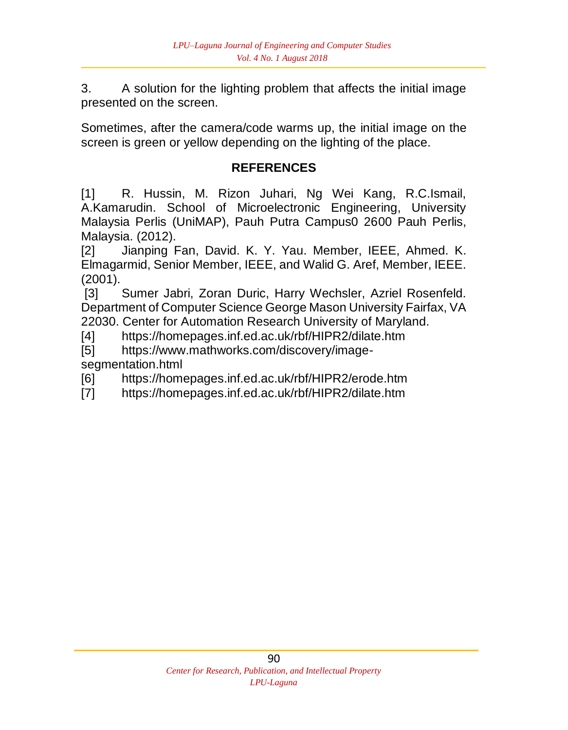3. A solution for the lighting problem that affects the initial image presented on the screen.

Sometimes, after the camera/code warms up, the initial image on the screen is green or yellow depending on the lighting of the place.

## REFERENCES

[1] R. Hussin, M. Rizon Juhari, Ng Wei Kang, R.C.Ismail, A.Kamarudin. School of Microelectronic Engineering, University Malaysia Perlis (UniMAP), Pauh Putra Campus0 2600 Pauh Perlis, Malaysia. (2012).

[2] Jianping Fan, David. K. Y. Yau. Member, IEEE, Ahmed. K. Elmagarmid, Senior Member, IEEE, and Walid G. Aref, Member, IEEE. (2001).

[3] Sumer Jabri, Zoran Duric, Harry Wechsler, Azriel Rosenfeld. Department of Computer Science George Mason University Fairfax, VA 22030. Center for Automation Research University of Maryland.

[4] https://homepages.inf.ed.ac.uk/rbf/HIPR2/dilate.htm

[5] https://www.mathworks.com/discovery/image-segmentation.html

[6] https://homepages.inf.ed.ac.uk/rbf/HIPR2/erode.htm

[7] https://homepages.inf.ed.ac.uk/rbf/HIPR2/dilate.htm